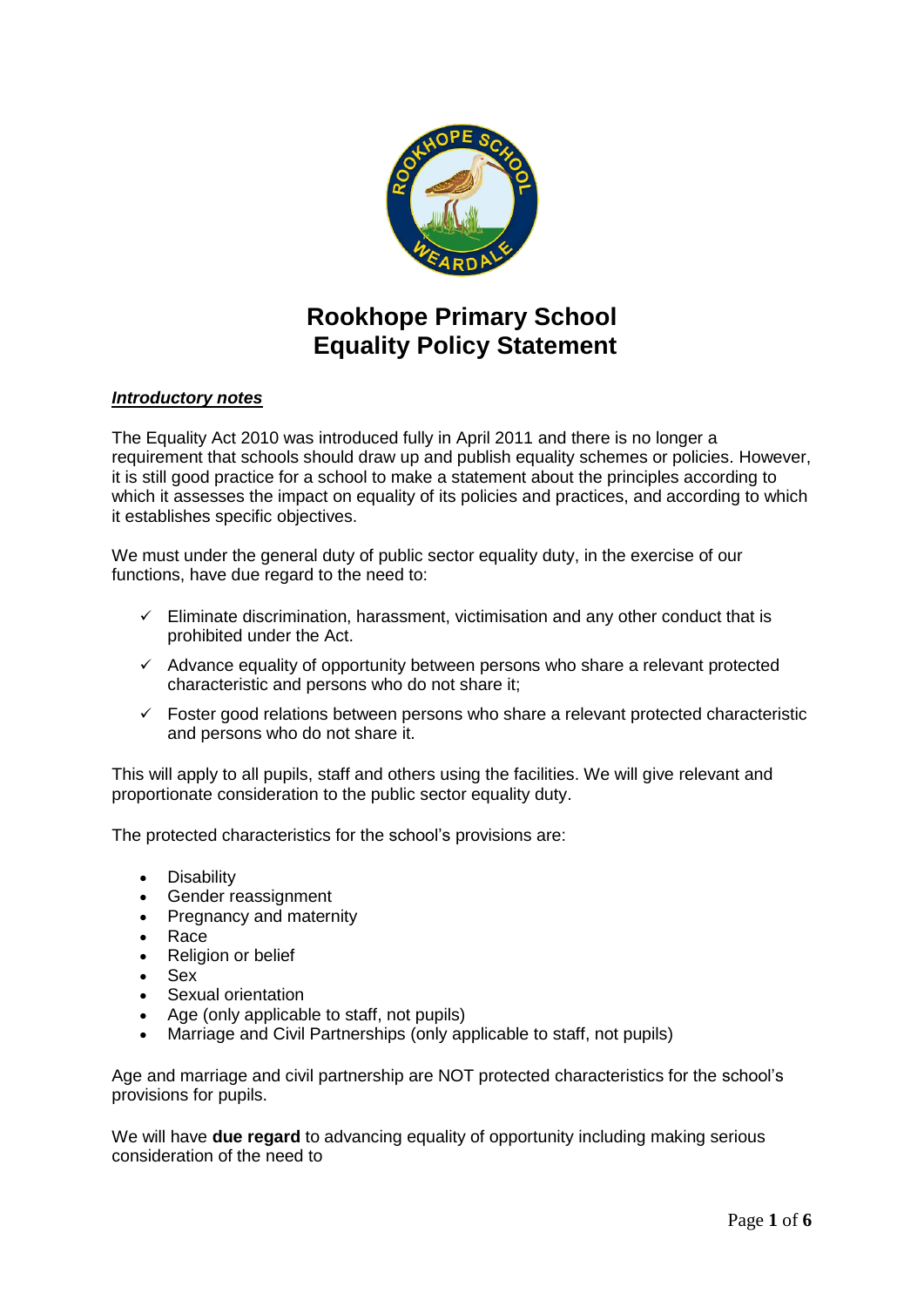# Rookhope Primary School
# Equality Policy Statement

***Introductory notes***

The Equality Act 2010 was introduced fully in April 2011 and there is no longer a requirement that schools should draw up and publish equality schemes or policies. However, it is still good practice for a school to make a statement about the principles according to which it assesses the impact on equality of its policies and practices, and according to which it establishes specific objectives.

We must under the general duty of public sector equality duty, in the exercise of our functions, have due regard to the need to:

- ✓ Eliminate discrimination, harassment, victimisation and any other conduct that is prohibited under the Act.
- ✓ Advance equality of opportunity between persons who share a relevant protected characteristic and persons who do not share it;
- ✓ Foster good relations between persons who share a relevant protected characteristic and persons who do not share it.

This will apply to all pupils, staff and others using the facilities. We will give relevant and proportionate consideration to the public sector equality duty.

The protected characteristics for the school's provisions are:

- Disability
- Gender reassignment
- Pregnancy and maternity
- Race
- Religion or belief
- Sex
- Sexual orientation
- Age (only applicable to staff, not pupils)
- Marriage and Civil Partnerships (only applicable to staff, not pupils)

Age and marriage and civil partnership are NOT protected characteristics for the school's provisions for pupils.

We will have **due regard** to advancing equality of opportunity including making serious consideration of the need to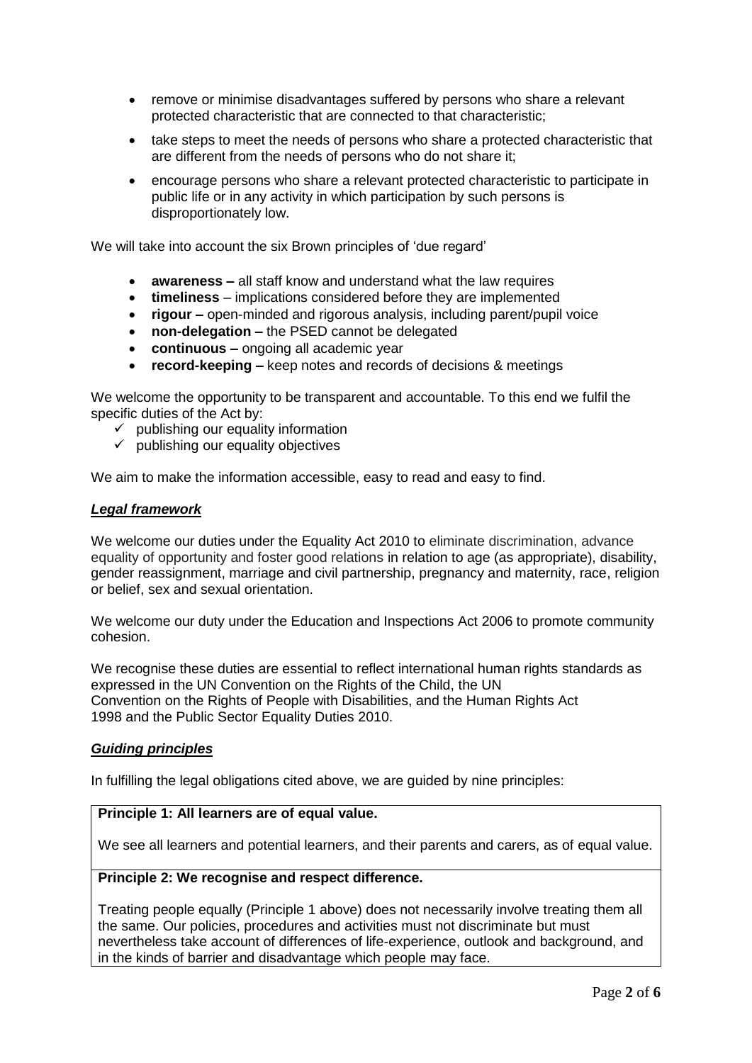- remove or minimise disadvantages suffered by persons who share a relevant protected characteristic that are connected to that characteristic;
- take steps to meet the needs of persons who share a protected characteristic that are different from the needs of persons who do not share it;
- encourage persons who share a relevant protected characteristic to participate in public life or in any activity in which participation by such persons is disproportionately low.

We will take into account the six Brown principles of 'due regard'

- **awareness –** all staff know and understand what the law requires
- **timeliness** – implications considered before they are implemented
- **rigour –** open-minded and rigorous analysis, including parent/pupil voice
- **non-delegation –** the PSED cannot be delegated
- **continuous –** ongoing all academic year
- **record-keeping –** keep notes and records of decisions & meetings

We welcome the opportunity to be transparent and accountable. To this end we fulfil the specific duties of the Act by:

- ✓ publishing our equality information
- ✓ publishing our equality objectives

We aim to make the information accessible, easy to read and easy to find.

***Legal framework***

We welcome our duties under the Equality Act 2010 to eliminate discrimination, advance equality of opportunity and foster good relations in relation to age (as appropriate), disability, gender reassignment, marriage and civil partnership, pregnancy and maternity, race, religion or belief, sex and sexual orientation.

We welcome our duty under the Education and Inspections Act 2006 to promote community cohesion.

We recognise these duties are essential to reflect international human rights standards as expressed in the UN Convention on the Rights of the Child, the UN Convention on the Rights of People with Disabilities, and the Human Rights Act 1998 and the Public Sector Equality Duties 2010.

***Guiding principles***

In fulfilling the legal obligations cited above, we are guided by nine principles:

**Principle 1: All learners are of equal value.**

We see all learners and potential learners, and their parents and carers, as of equal value.

**Principle 2: We recognise and respect difference.**

Treating people equally (Principle 1 above) does not necessarily involve treating them all the same. Our policies, procedures and activities must not discriminate but must nevertheless take account of differences of life-experience, outlook and background, and in the kinds of barrier and disadvantage which people may face.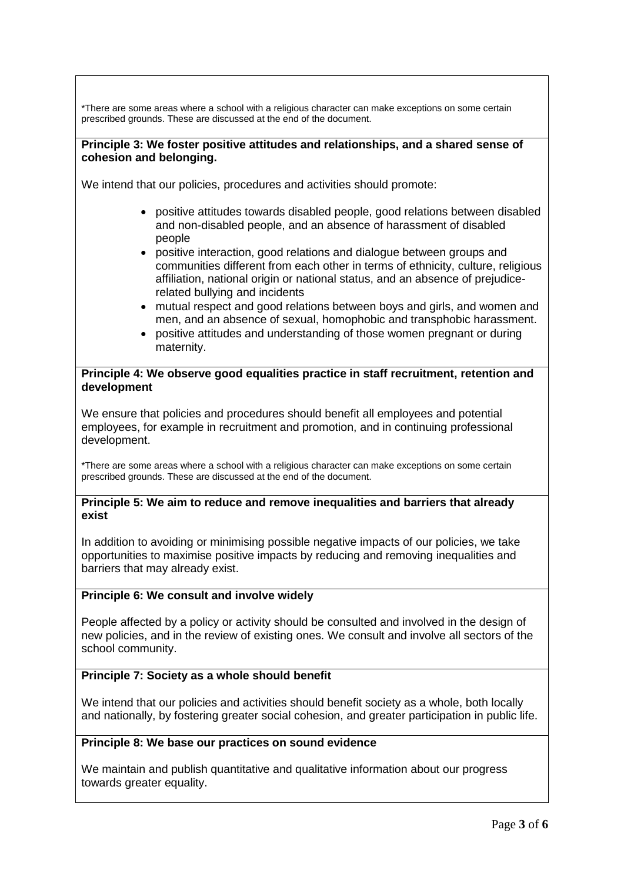*There are some areas where a school with a religious character can make exceptions on some certain prescribed grounds. These are discussed at the end of the document.

**Principle 3: We foster positive attitudes and relationships, and a shared sense of cohesion and belonging.**

We intend that our policies, procedures and activities should promote:

- positive attitudes towards disabled people, good relations between disabled and non-disabled people, and an absence of harassment of disabled people
- positive interaction, good relations and dialogue between groups and communities different from each other in terms of ethnicity, culture, religious affiliation, national origin or national status, and an absence of prejudice-related bullying and incidents
- mutual respect and good relations between boys and girls, and women and men, and an absence of sexual, homophobic and transphobic harassment.
- positive attitudes and understanding of those women pregnant or during maternity.

**Principle 4: We observe good equalities practice in staff recruitment, retention and development**

We ensure that policies and procedures should benefit all employees and potential employees, for example in recruitment and promotion, and in continuing professional development.

*There are some areas where a school with a religious character can make exceptions on some certain prescribed grounds. These are discussed at the end of the document.

**Principle 5: We aim to reduce and remove inequalities and barriers that already exist**

In addition to avoiding or minimising possible negative impacts of our policies, we take opportunities to maximise positive impacts by reducing and removing inequalities and barriers that may already exist.

**Principle 6: We consult and involve widely**

People affected by a policy or activity should be consulted and involved in the design of new policies, and in the review of existing ones. We consult and involve all sectors of the school community.

**Principle 7: Society as a whole should benefit**

We intend that our policies and activities should benefit society as a whole, both locally and nationally, by fostering greater social cohesion, and greater participation in public life.

**Principle 8: We base our practices on sound evidence**

We maintain and publish quantitative and qualitative information about our progress towards greater equality.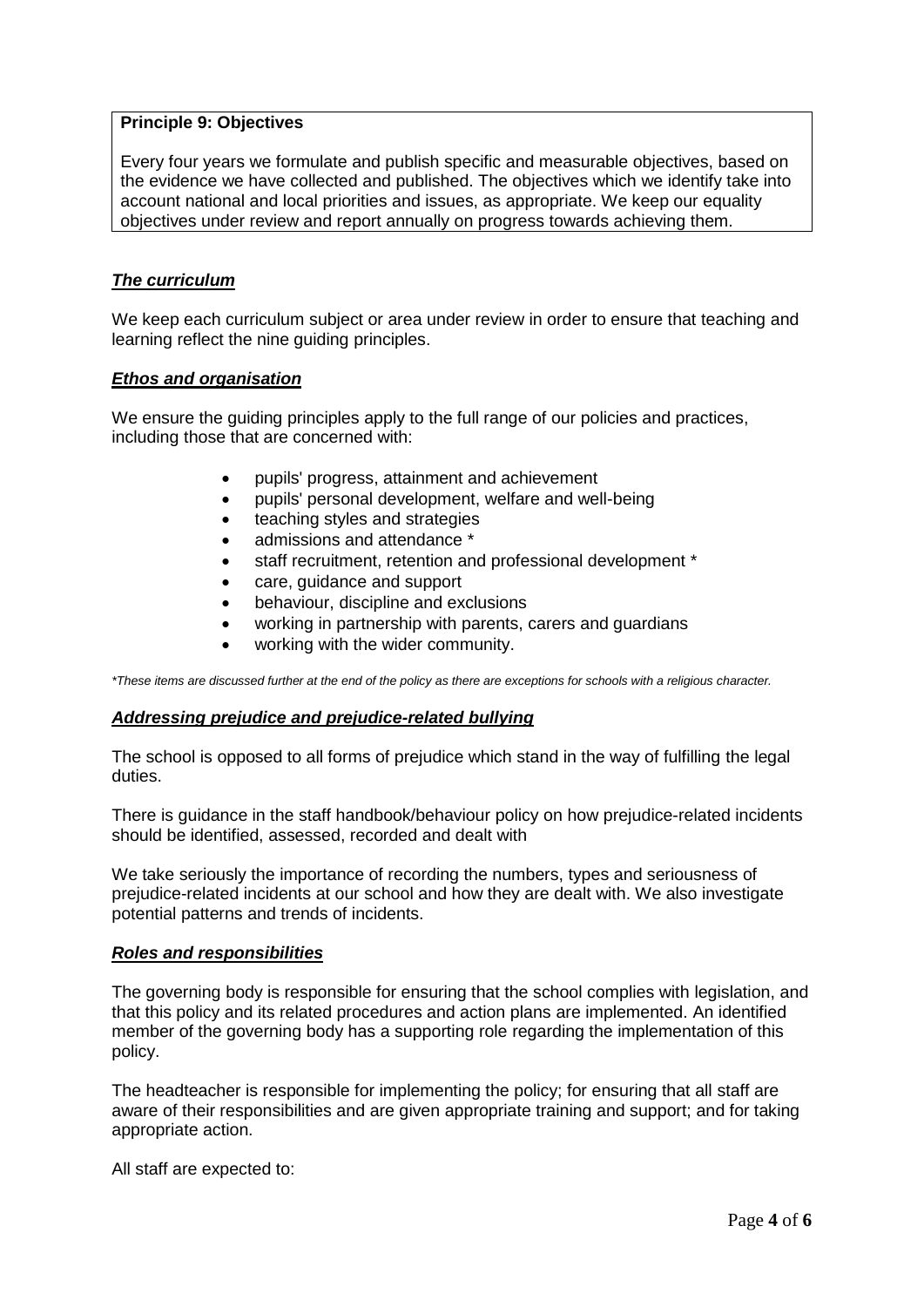**Principle 9: Objectives**

Every four years we formulate and publish specific and measurable objectives, based on the evidence we have collected and published. The objectives which we identify take into account national and local priorities and issues, as appropriate. We keep our equality objectives under review and report annually on progress towards achieving them.

### ***The curriculum***

We keep each curriculum subject or area under review in order to ensure that teaching and learning reflect the nine guiding principles.

### ***Ethos and organisation***

We ensure the guiding principles apply to the full range of our policies and practices, including those that are concerned with:

- pupils' progress, attainment and achievement
- pupils' personal development, welfare and well-being
- teaching styles and strategies
- admissions and attendance *
- staff recruitment, retention and professional development *
- care, guidance and support
- behaviour, discipline and exclusions
- working in partnership with parents, carers and guardians
- working with the wider community.

*These items are discussed further at the end of the policy as there are exceptions for schools with a religious character.*

### ***Addressing prejudice and prejudice-related bullying***

The school is opposed to all forms of prejudice which stand in the way of fulfilling the legal duties.

There is guidance in the staff handbook/behaviour policy on how prejudice-related incidents should be identified, assessed, recorded and dealt with

We take seriously the importance of recording the numbers, types and seriousness of prejudice-related incidents at our school and how they are dealt with. We also investigate potential patterns and trends of incidents.

### ***Roles and responsibilities***

The governing body is responsible for ensuring that the school complies with legislation, and that this policy and its related procedures and action plans are implemented. An identified member of the governing body has a supporting role regarding the implementation of this policy.

The headteacher is responsible for implementing the policy; for ensuring that all staff are aware of their responsibilities and are given appropriate training and support; and for taking appropriate action.

All staff are expected to: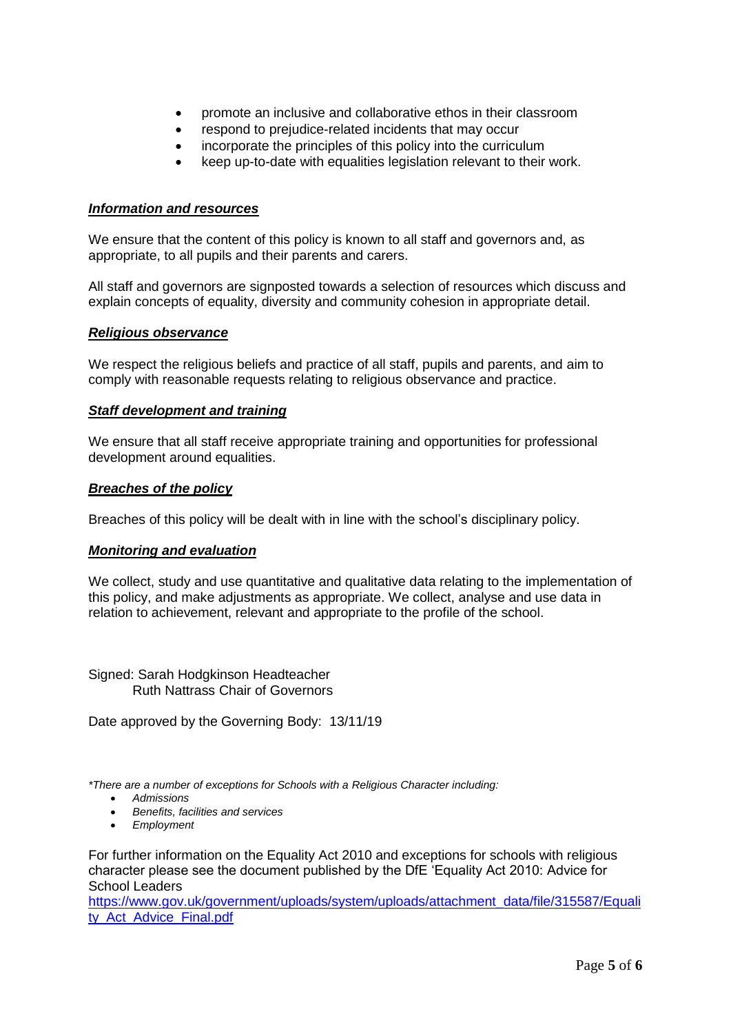- promote an inclusive and collaborative ethos in their classroom
- respond to prejudice-related incidents that may occur
- incorporate the principles of this policy into the curriculum
- keep up-to-date with equalities legislation relevant to their work.

***Information and resources***

We ensure that the content of this policy is known to all staff and governors and, as appropriate, to all pupils and their parents and carers.

All staff and governors are signposted towards a selection of resources which discuss and explain concepts of equality, diversity and community cohesion in appropriate detail.

***Religious observance***

We respect the religious beliefs and practice of all staff, pupils and parents, and aim to comply with reasonable requests relating to religious observance and practice.

***Staff development and training***

We ensure that all staff receive appropriate training and opportunities for professional development around equalities.

***Breaches of the policy***

Breaches of this policy will be dealt with in line with the school's disciplinary policy.

***Monitoring and evaluation***

We collect, study and use quantitative and qualitative data relating to the implementation of this policy, and make adjustments as appropriate. We collect, analyse and use data in relation to achievement, relevant and appropriate to the profile of the school.

Signed: Sarah Hodgkinson Headteacher
Ruth Nattrass Chair of Governors

Date approved by the Governing Body: 13/11/19

*\*There are a number of exceptions for Schools with a Religious Character including:*

- *Admissions*
- *Benefits, facilities and services*
- *Employment*

For further information on the Equality Act 2010 and exceptions for schools with religious character please see the document published by the DfE 'Equality Act 2010: Advice for School Leaders
https://www.gov.uk/government/uploads/system/uploads/attachment_data/file/315587/Equality_Act_Advice_Final.pdf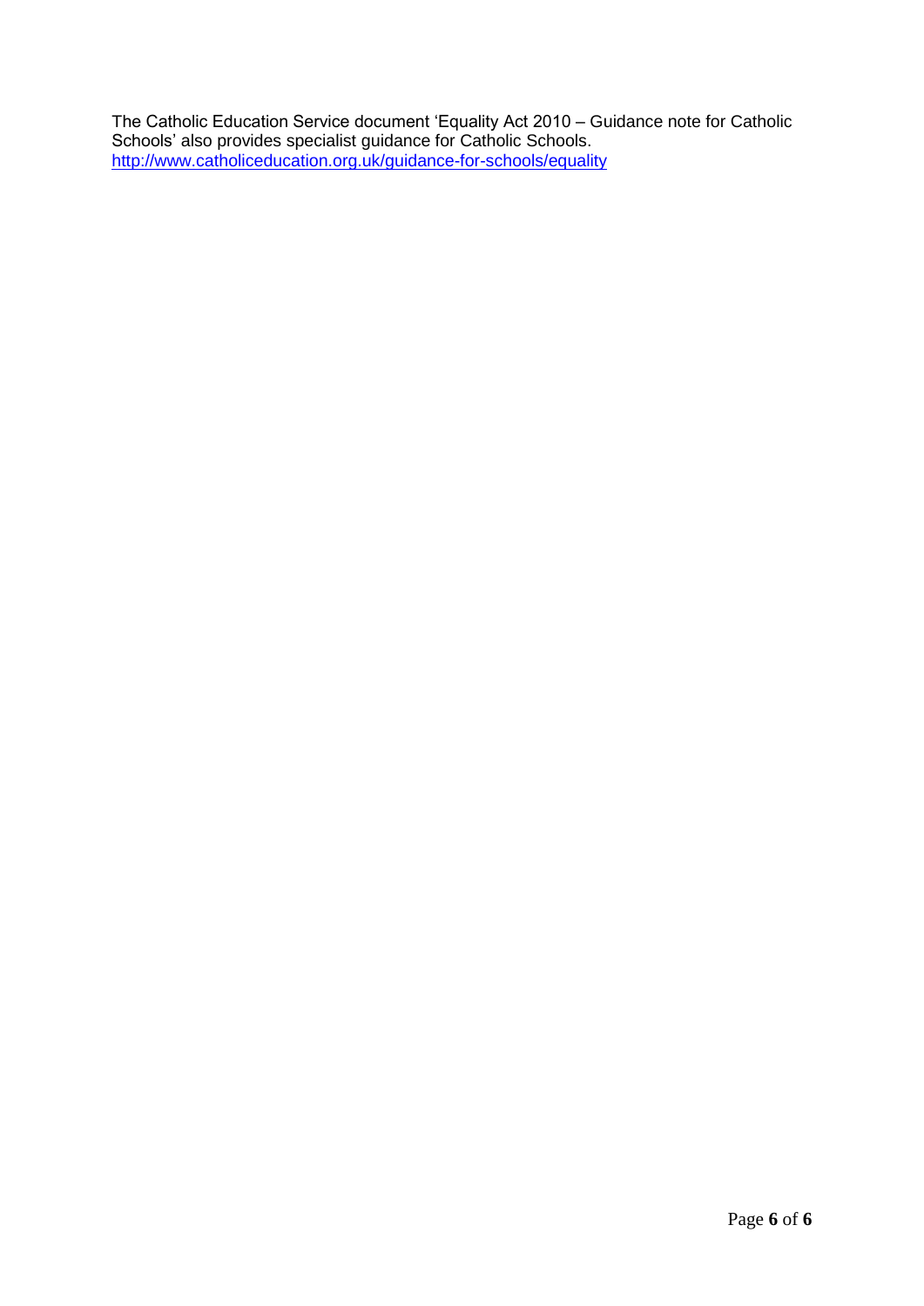The Catholic Education Service document 'Equality Act 2010 – Guidance note for Catholic Schools' also provides specialist guidance for Catholic Schools.
http://www.catholiceducation.org.uk/guidance-for-schools/equality